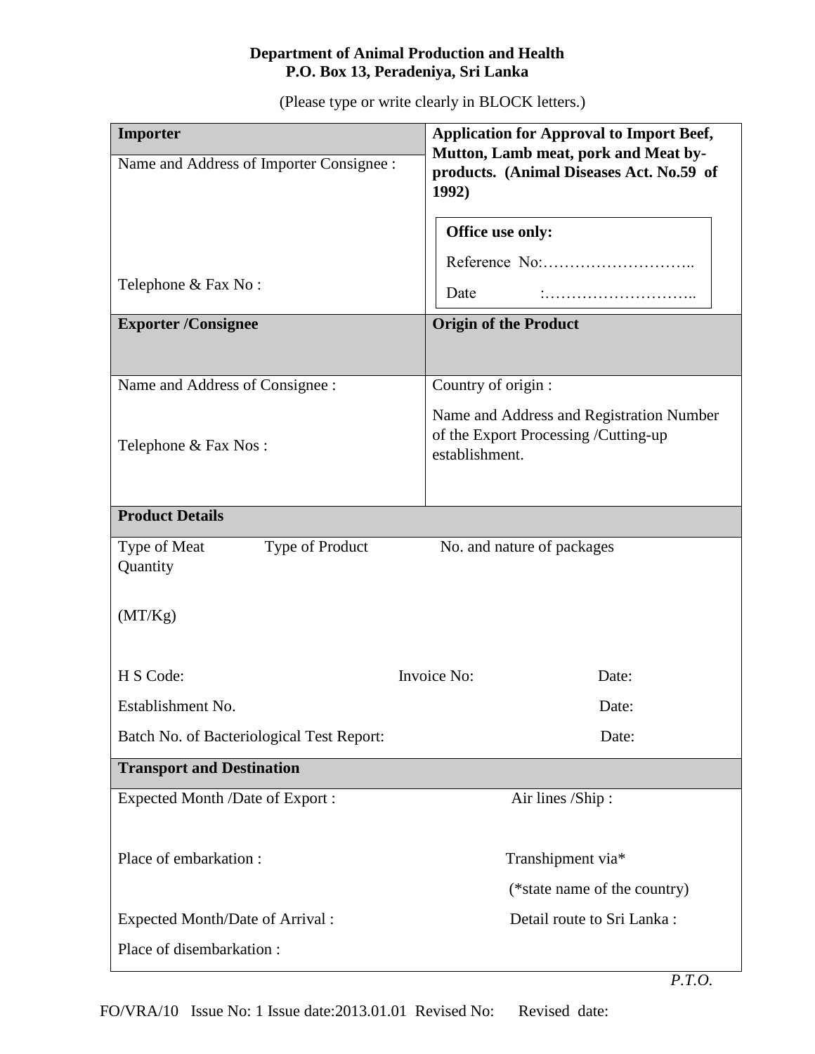**Department of Animal Production and Health**
**P.O. Box 13, Peradeniya, Sri Lanka**

(Please type or write clearly in BLOCK letters.)

| **Importer** | **Application for Approval to Import Beef, Mutton, Lamb meat, pork and Meat by-products. (Animal Diseases Act. No.59 of 1992)** |
|---|---|
| Name and Address of Importer Consignee :<br><br>Telephone & Fax No : | **Office use only:**<br>Reference No:………………………..<br>Date :……………………….. |
| **Exporter /Consignee** | **Origin of the Product** |
| Name and Address of Consignee :<br><br>Telephone & Fax Nos : | Country of origin :<br>Name and Address and Registration Number of the Export Processing /Cutting-up establishment. |

| **Product Details** | | |
|---|---|---|
| Type of Meat | Type of Product | No. and nature of packages |
| Quantity<br><br>(MT/Kg) | | |
| H S Code: | Invoice No: | Date: |
| Establishment No. | | Date: |
| Batch No. of Bacteriological Test Report: | | Date: |

| **Transport and Destination** | |
|---|---|
| Expected Month /Date of Export : | Air lines /Ship : |
| Place of embarkation : | Transhipment via*<br>(*state name of the country) |
| Expected Month/Date of Arrival : | Detail route to Sri Lanka : |
| Place of disembarkation : | |

*P.T.O.*

FO/VRA/10 Issue No: 1 Issue date:2013.01.01 Revised No: Revised date: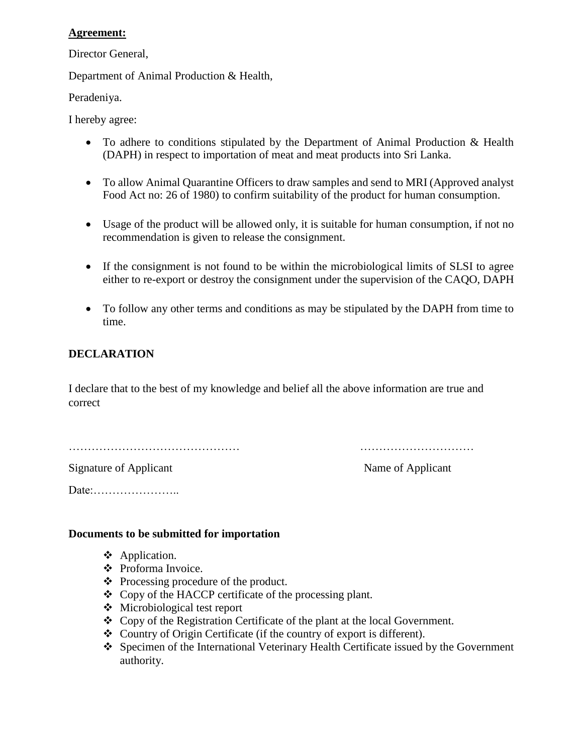**Agreement:**

Director General,

Department of Animal Production & Health,

Peradeniya.

I hereby agree:

- To adhere to conditions stipulated by the Department of Animal Production & Health (DAPH) in respect to importation of meat and meat products into Sri Lanka.

- To allow Animal Quarantine Officers to draw samples and send to MRI (Approved analyst Food Act no: 26 of 1980) to confirm suitability of the product for human consumption.

- Usage of the product will be allowed only, it is suitable for human consumption, if not no recommendation is given to release the consignment.

- If the consignment is not found to be within the microbiological limits of SLSI to agree either to re-export or destroy the consignment under the supervision of the CAQO, DAPH

- To follow any other terms and conditions as may be stipulated by the DAPH from time to time.

**DECLARATION**

I declare that to the best of my knowledge and belief all the above information are true and correct

……………………………………… …………………………

Signature of Applicant Name of Applicant

Date:…………………..

**Documents to be submitted for importation**

- Application.
- Proforma Invoice.
- Processing procedure of the product.
- Copy of the HACCP certificate of the processing plant.
- Microbiological test report
- Copy of the Registration Certificate of the plant at the local Government.
- Country of Origin Certificate (if the country of export is different).
- Specimen of the International Veterinary Health Certificate issued by the Government authority.